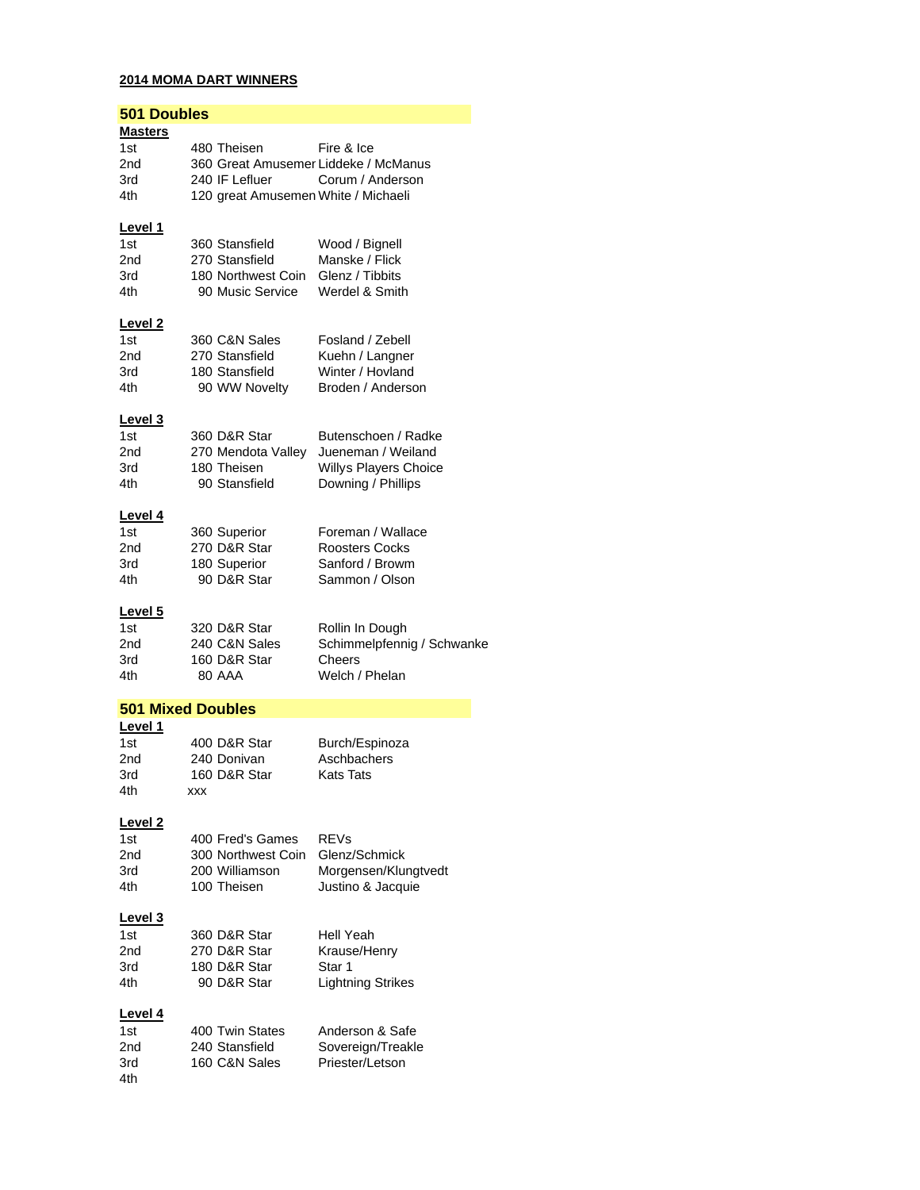**2014 MOMA DART WINNERS**

## 501 Doubles

**Masters**

| | | | |
|---|---|---|---|
| 1st | 480 | Theisen | Fire & Ice |
| 2nd | 360 | Great Amusemer | Liddeke / McManus |
| 3rd | 240 | IF Lefluer | Corum / Anderson |
| 4th | 120 | great Amusemen | White / Michaeli |

**Level 1**

| | | | |
|---|---|---|---|
| 1st | 360 | Stansfield | Wood / Bignell |
| 2nd | 270 | Stansfield | Manske / Flick |
| 3rd | 180 | Northwest Coin | Glenz / Tibbits |
| 4th | 90 | Music Service | Werdel & Smith |

**Level 2**

| | | | |
|---|---|---|---|
| 1st | 360 | C&N Sales | Fosland / Zebell |
| 2nd | 270 | Stansfield | Kuehn / Langner |
| 3rd | 180 | Stansfield | Winter / Hovland |
| 4th | 90 | WW Novelty | Broden / Anderson |

**Level 3**

| | | | |
|---|---|---|---|
| 1st | 360 | D&R Star | Butenschoen / Radke |
| 2nd | 270 | Mendota Valley | Jueneman / Weiland |
| 3rd | 180 | Theisen | Willys Players Choice |
| 4th | 90 | Stansfield | Downing / Phillips |

**Level 4**

| | | | |
|---|---|---|---|
| 1st | 360 | Superior | Foreman / Wallace |
| 2nd | 270 | D&R Star | Roosters Cocks |
| 3rd | 180 | Superior | Sanford / Browm |
| 4th | 90 | D&R Star | Sammon / Olson |

**Level 5**

| | | | |
|---|---|---|---|
| 1st | 320 | D&R Star | Rollin In Dough |
| 2nd | 240 | C&N Sales | Schimmelpfennig / Schwanke |
| 3rd | 160 | D&R Star | Cheers |
| 4th | 80 | AAA | Welch / Phelan |

## 501 Mixed Doubles

**Level 1**

| | | | |
|---|---|---|---|
| 1st | 400 | D&R Star | Burch/Espinoza |
| 2nd | 240 | Donivan | Aschbachers |
| 3rd | 160 | D&R Star | Kats Tats |
| 4th | xxx | | |

**Level 2**

| | | | |
|---|---|---|---|
| 1st | 400 | Fred's Games | REVs |
| 2nd | 300 | Northwest Coin | Glenz/Schmick |
| 3rd | 200 | Williamson | Morgensen/Klungtvedt |
| 4th | 100 | Theisen | Justino & Jacquie |

**Level 3**

| | | | |
|---|---|---|---|
| 1st | 360 | D&R Star | Hell Yeah |
| 2nd | 270 | D&R Star | Krause/Henry |
| 3rd | 180 | D&R Star | Star 1 |
| 4th | 90 | D&R Star | Lightning Strikes |

**Level 4**

| | | | |
|---|---|---|---|
| 1st | 400 | Twin States | Anderson & Safe |
| 2nd | 240 | Stansfield | Sovereign/Treakle |
| 3rd | 160 | C&N Sales | Priester/Letson |
| 4th | | | |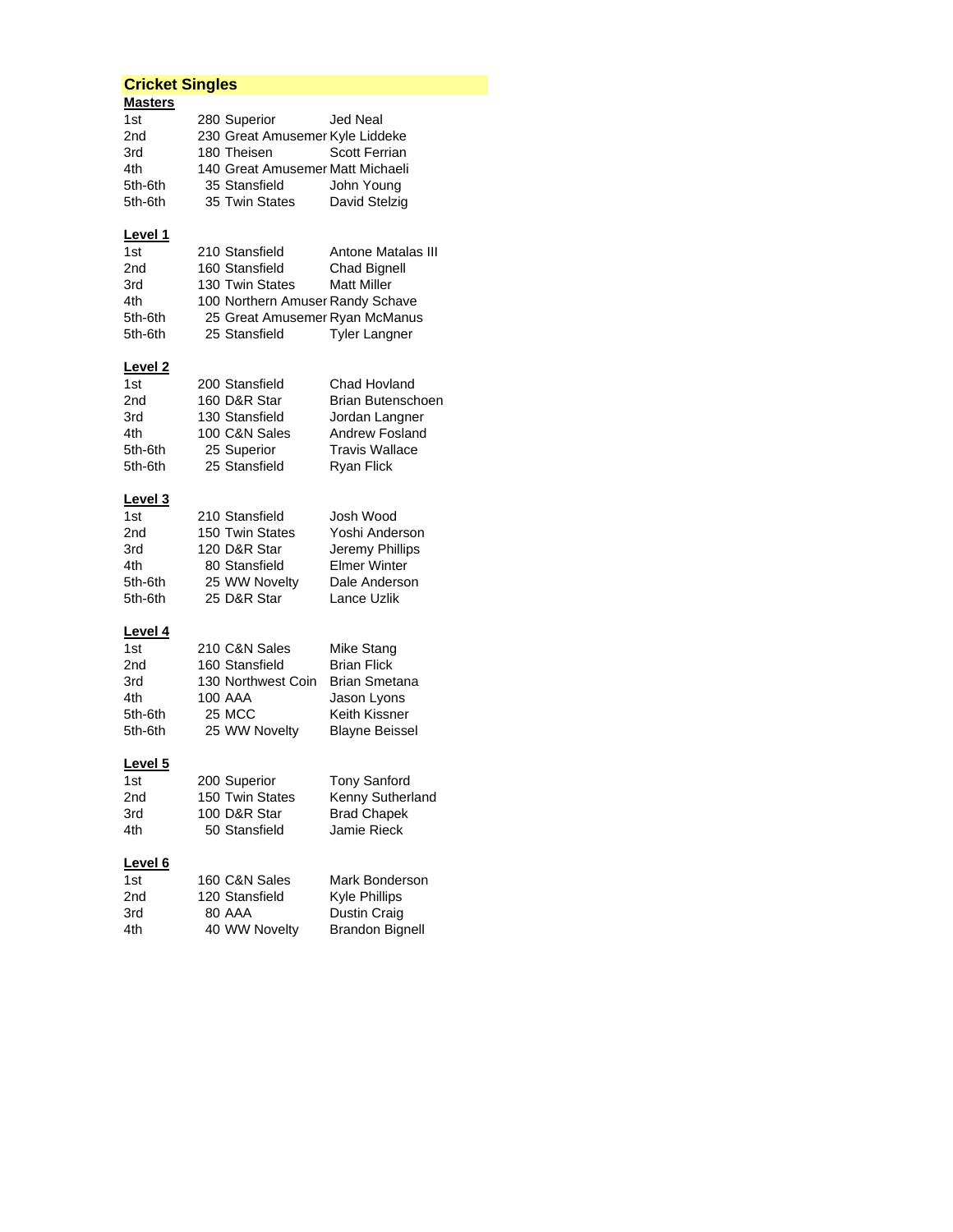# Cricket Singles

## Masters

| Place | Points | Team | Player |
|---|---|---|---|
| 1st | 280 | Superior | Jed Neal |
| 2nd | 230 | Great Amusemer | Kyle Liddeke |
| 3rd | 180 | Theisen | Scott Ferrian |
| 4th | 140 | Great Amusemer | Matt Michaeli |
| 5th-6th | 35 | Stansfield | John Young |
| 5th-6th | 35 | Twin States | David Stelzig |

## Level 1

| Place | Points | Team | Player |
|---|---|---|---|
| 1st | 210 | Stansfield | Antone Matalas III |
| 2nd | 160 | Stansfield | Chad Bignell |
| 3rd | 130 | Twin States | Matt Miller |
| 4th | 100 | Northern Amuser | Randy Schave |
| 5th-6th | 25 | Great Amusemer | Ryan McManus |
| 5th-6th | 25 | Stansfield | Tyler Langner |

## Level 2

| Place | Points | Team | Player |
|---|---|---|---|
| 1st | 200 | Stansfield | Chad Hovland |
| 2nd | 160 | D&R Star | Brian Butenschoen |
| 3rd | 130 | Stansfield | Jordan Langner |
| 4th | 100 | C&N Sales | Andrew Fosland |
| 5th-6th | 25 | Superior | Travis Wallace |
| 5th-6th | 25 | Stansfield | Ryan Flick |

## Level 3

| Place | Points | Team | Player |
|---|---|---|---|
| 1st | 210 | Stansfield | Josh Wood |
| 2nd | 150 | Twin States | Yoshi Anderson |
| 3rd | 120 | D&R Star | Jeremy Phillips |
| 4th | 80 | Stansfield | Elmer Winter |
| 5th-6th | 25 | WW Novelty | Dale Anderson |
| 5th-6th | 25 | D&R Star | Lance Uzlik |

## Level 4

| Place | Points | Team | Player |
|---|---|---|---|
| 1st | 210 | C&N Sales | Mike Stang |
| 2nd | 160 | Stansfield | Brian Flick |
| 3rd | 130 | Northwest Coin | Brian Smetana |
| 4th | 100 | AAA | Jason Lyons |
| 5th-6th | 25 | MCC | Keith Kissner |
| 5th-6th | 25 | WW Novelty | Blayne Beissel |

## Level 5

| Place | Points | Team | Player |
|---|---|---|---|
| 1st | 200 | Superior | Tony Sanford |
| 2nd | 150 | Twin States | Kenny Sutherland |
| 3rd | 100 | D&R Star | Brad Chapek |
| 4th | 50 | Stansfield | Jamie Rieck |

## Level 6

| Place | Points | Team | Player |
|---|---|---|---|
| 1st | 160 | C&N Sales | Mark Bonderson |
| 2nd | 120 | Stansfield | Kyle Phillips |
| 3rd | 80 | AAA | Dustin Craig |
| 4th | 40 | WW Novelty | Brandon Bignell |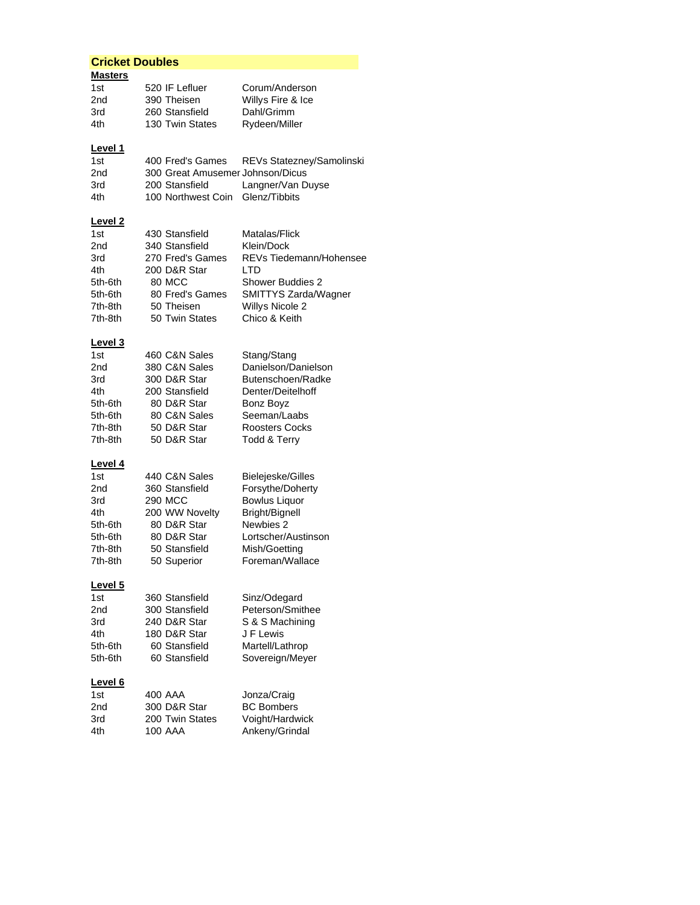## Cricket Doubles

### Masters

| Place | Points | Sponsor | Team |
|---|---|---|---|
| 1st | 520 | IF Lefluer | Corum/Anderson |
| 2nd | 390 | Theisen | Willys Fire & Ice |
| 3rd | 260 | Stansfield | Dahl/Grimm |
| 4th | 130 | Twin States | Rydeen/Miller |

### Level 1

| Place | Points | Sponsor | Team |
|---|---|---|---|
| 1st | 400 | Fred's Games | REVs Statezney/Samolinski |
| 2nd | 300 | Great Amusemer | Johnson/Dicus |
| 3rd | 200 | Stansfield | Langner/Van Duyse |
| 4th | 100 | Northwest Coin | Glenz/Tibbits |

### Level 2

| Place | Points | Sponsor | Team |
|---|---|---|---|
| 1st | 430 | Stansfield | Matalas/Flick |
| 2nd | 340 | Stansfield | Klein/Dock |
| 3rd | 270 | Fred's Games | REVs Tiedemann/Hohensee |
| 4th | 200 | D&R Star | LTD |
| 5th-6th | 80 | MCC | Shower Buddies 2 |
| 5th-6th | 80 | Fred's Games | SMITTYS Zarda/Wagner |
| 7th-8th | 50 | Theisen | Willys Nicole 2 |
| 7th-8th | 50 | Twin States | Chico & Keith |

### Level 3

| Place | Points | Sponsor | Team |
|---|---|---|---|
| 1st | 460 | C&N Sales | Stang/Stang |
| 2nd | 380 | C&N Sales | Danielson/Danielson |
| 3rd | 300 | D&R Star | Butenschoen/Radke |
| 4th | 200 | Stansfield | Denter/Deitelhoff |
| 5th-6th | 80 | D&R Star | Bonz Boyz |
| 5th-6th | 80 | C&N Sales | Seeman/Laabs |
| 7th-8th | 50 | D&R Star | Roosters Cocks |
| 7th-8th | 50 | D&R Star | Todd & Terry |

### Level 4

| Place | Points | Sponsor | Team |
|---|---|---|---|
| 1st | 440 | C&N Sales | Bielejeske/Gilles |
| 2nd | 360 | Stansfield | Forsythe/Doherty |
| 3rd | 290 | MCC | Bowlus Liquor |
| 4th | 200 | WW Novelty | Bright/Bignell |
| 5th-6th | 80 | D&R Star | Newbies 2 |
| 5th-6th | 80 | D&R Star | Lortscher/Austinson |
| 7th-8th | 50 | Stansfield | Mish/Goetting |
| 7th-8th | 50 | Superior | Foreman/Wallace |

### Level 5

| Place | Points | Sponsor | Team |
|---|---|---|---|
| 1st | 360 | Stansfield | Sinz/Odegard |
| 2nd | 300 | Stansfield | Peterson/Smithee |
| 3rd | 240 | D&R Star | S & S Machining |
| 4th | 180 | D&R Star | J F Lewis |
| 5th-6th | 60 | Stansfield | Martell/Lathrop |
| 5th-6th | 60 | Stansfield | Sovereign/Meyer |

### Level 6

| Place | Points | Sponsor | Team |
|---|---|---|---|
| 1st | 400 | AAA | Jonza/Craig |
| 2nd | 300 | D&R Star | BC Bombers |
| 3rd | 200 | Twin States | Voight/Hardwick |
| 4th | 100 | AAA | Ankeny/Grindal |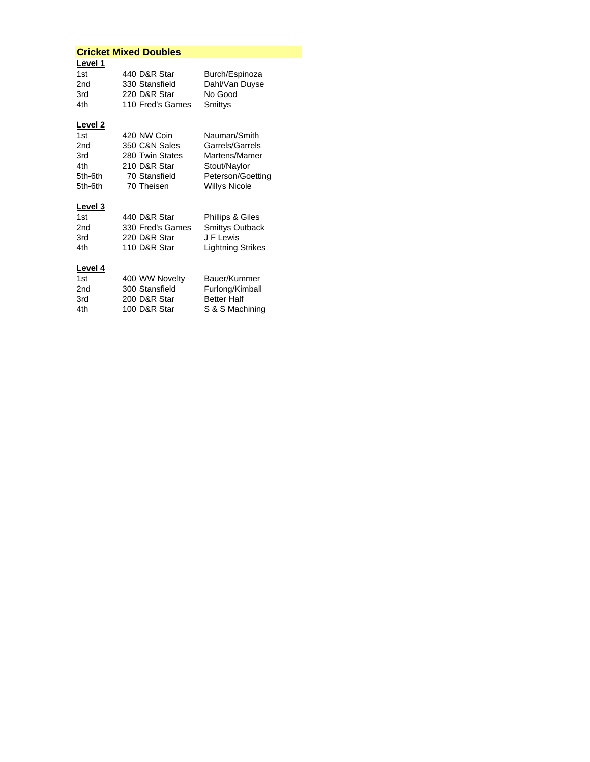## Cricket Mixed Doubles

**Level 1**

| Place | Points | Sponsor | Team |
|---|---|---|---|
| 1st | 440 | D&R Star | Burch/Espinoza |
| 2nd | 330 | Stansfield | Dahl/Van Duyse |
| 3rd | 220 | D&R Star | No Good |
| 4th | 110 | Fred's Games | Smittys |

**Level 2**

| Place | Points | Sponsor | Team |
|---|---|---|---|
| 1st | 420 | NW Coin | Nauman/Smith |
| 2nd | 350 | C&N Sales | Garrels/Garrels |
| 3rd | 280 | Twin States | Martens/Mamer |
| 4th | 210 | D&R Star | Stout/Naylor |
| 5th-6th | 70 | Stansfield | Peterson/Goetting |
| 5th-6th | 70 | Theisen | Willys Nicole |

**Level 3**

| Place | Points | Sponsor | Team |
|---|---|---|---|
| 1st | 440 | D&R Star | Phillips & Giles |
| 2nd | 330 | Fred's Games | Smittys Outback |
| 3rd | 220 | D&R Star | J F Lewis |
| 4th | 110 | D&R Star | Lightning Strikes |

**Level 4**

| Place | Points | Sponsor | Team |
|---|---|---|---|
| 1st | 400 | WW Novelty | Bauer/Kummer |
| 2nd | 300 | Stansfield | Furlong/Kimball |
| 3rd | 200 | D&R Star | Better Half |
| 4th | 100 | D&R Star | S & S Machining |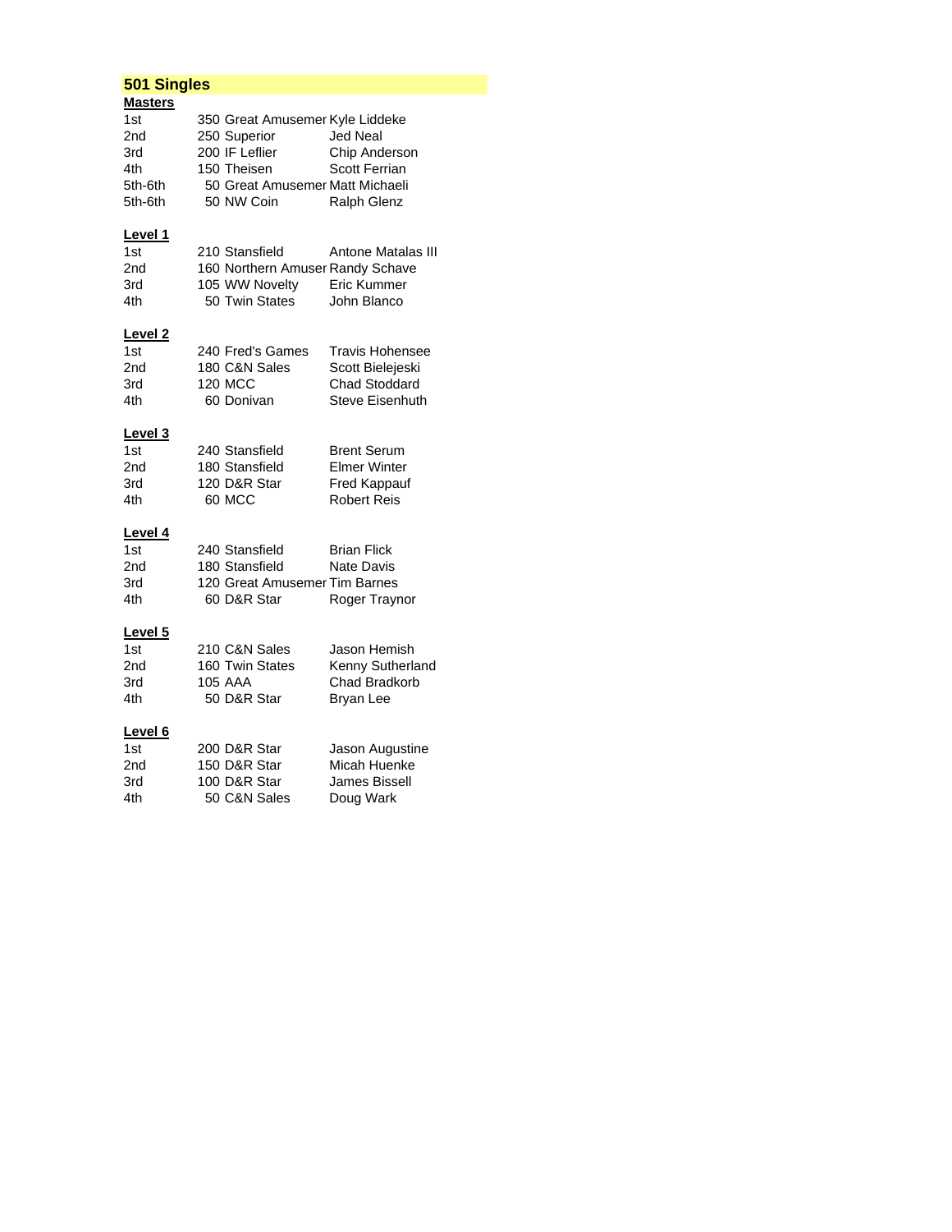## 501 Singles

### Masters

| Place | Amount | Sponsor | Player |
|---|---|---|---|
| 1st | 350 | Great Amusemer | Kyle Liddeke |
| 2nd | 250 | Superior | Jed Neal |
| 3rd | 200 | IF Leflier | Chip Anderson |
| 4th | 150 | Theisen | Scott Ferrian |
| 5th-6th | 50 | Great Amusemer | Matt Michaeli |
| 5th-6th | 50 | NW Coin | Ralph Glenz |

### Level 1

| Place | Amount | Sponsor | Player |
|---|---|---|---|
| 1st | 210 | Stansfield | Antone Matalas III |
| 2nd | 160 | Northern Amuser | Randy Schave |
| 3rd | 105 | WW Novelty | Eric Kummer |
| 4th | 50 | Twin States | John Blanco |

### Level 2

| Place | Amount | Sponsor | Player |
|---|---|---|---|
| 1st | 240 | Fred's Games | Travis Hohensee |
| 2nd | 180 | C&N Sales | Scott Bielejeski |
| 3rd | 120 | MCC | Chad Stoddard |
| 4th | 60 | Donivan | Steve Eisenhuth |

### Level 3

| Place | Amount | Sponsor | Player |
|---|---|---|---|
| 1st | 240 | Stansfield | Brent Serum |
| 2nd | 180 | Stansfield | Elmer Winter |
| 3rd | 120 | D&R Star | Fred Kappauf |
| 4th | 60 | MCC | Robert Reis |

### Level 4

| Place | Amount | Sponsor | Player |
|---|---|---|---|
| 1st | 240 | Stansfield | Brian Flick |
| 2nd | 180 | Stansfield | Nate Davis |
| 3rd | 120 | Great Amusemer | Tim Barnes |
| 4th | 60 | D&R Star | Roger Traynor |

### Level 5

| Place | Amount | Sponsor | Player |
|---|---|---|---|
| 1st | 210 | C&N Sales | Jason Hemish |
| 2nd | 160 | Twin States | Kenny Sutherland |
| 3rd | 105 | AAA | Chad Bradkorb |
| 4th | 50 | D&R Star | Bryan Lee |

### Level 6

| Place | Amount | Sponsor | Player |
|---|---|---|---|
| 1st | 200 | D&R Star | Jason Augustine |
| 2nd | 150 | D&R Star | Micah Huenke |
| 3rd | 100 | D&R Star | James Bissell |
| 4th | 50 | C&N Sales | Doug Wark |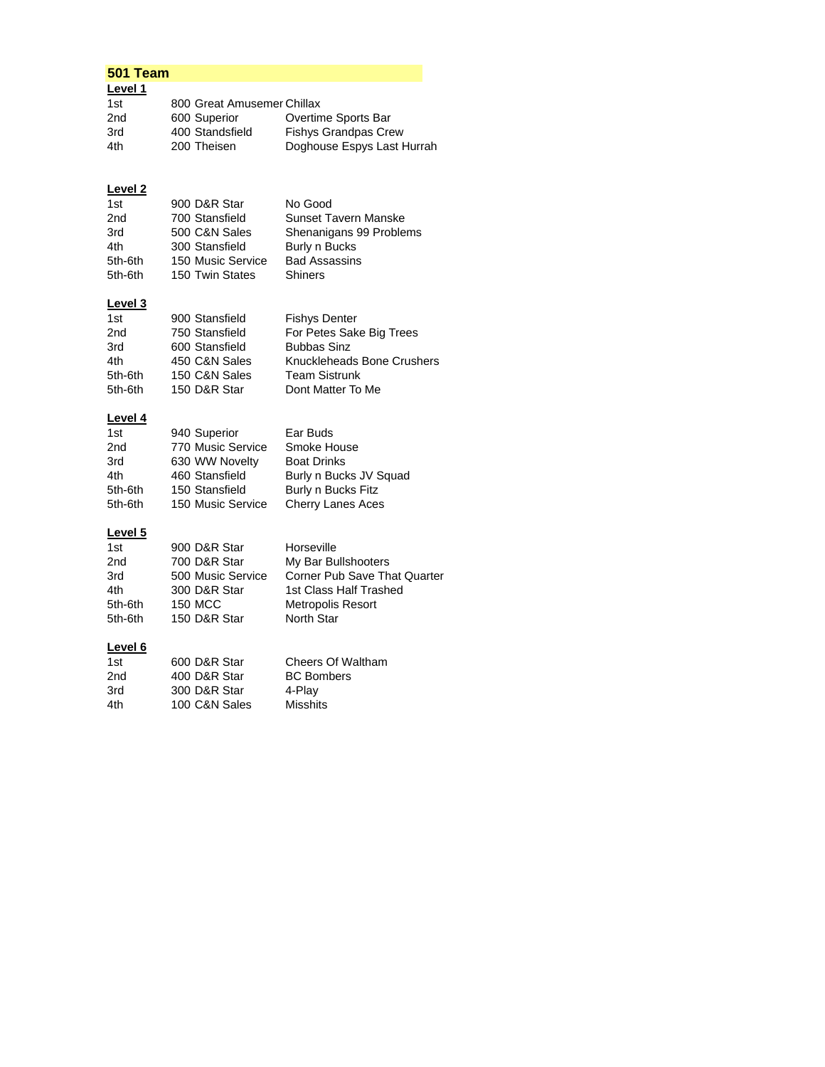## 501 Team

### Level 1

| Place | Amount | Sponsor | Team |
|---|---|---|---|
| 1st | 800 | Great Amusemer | Chillax |
| 2nd | 600 | Superior | Overtime Sports Bar |
| 3rd | 400 | Standsfield | Fishys Grandpas Crew |
| 4th | 200 | Theisen | Doghouse Espys Last Hurrah |

### Level 2

| Place | Amount | Sponsor | Team |
|---|---|---|---|
| 1st | 900 | D&R Star | No Good |
| 2nd | 700 | Stansfield | Sunset Tavern Manske |
| 3rd | 500 | C&N Sales | Shenanigans 99 Problems |
| 4th | 300 | Stansfield | Burly n Bucks |
| 5th-6th | 150 | Music Service | Bad Assassins |
| 5th-6th | 150 | Twin States | Shiners |

### Level 3

| Place | Amount | Sponsor | Team |
|---|---|---|---|
| 1st | 900 | Stansfield | Fishys Denter |
| 2nd | 750 | Stansfield | For Petes Sake Big Trees |
| 3rd | 600 | Stansfield | Bubbas Sinz |
| 4th | 450 | C&N Sales | Knuckleheads Bone Crushers |
| 5th-6th | 150 | C&N Sales | Team Sistrunk |
| 5th-6th | 150 | D&R Star | Dont Matter To Me |

### Level 4

| Place | Amount | Sponsor | Team |
|---|---|---|---|
| 1st | 940 | Superior | Ear Buds |
| 2nd | 770 | Music Service | Smoke House |
| 3rd | 630 | WW Novelty | Boat Drinks |
| 4th | 460 | Stansfield | Burly n Bucks JV Squad |
| 5th-6th | 150 | Stansfield | Burly n Bucks Fitz |
| 5th-6th | 150 | Music Service | Cherry Lanes Aces |

### Level 5

| Place | Amount | Sponsor | Team |
|---|---|---|---|
| 1st | 900 | D&R Star | Horseville |
| 2nd | 700 | D&R Star | My Bar Bullshooters |
| 3rd | 500 | Music Service | Corner Pub Save That Quarter |
| 4th | 300 | D&R Star | 1st Class Half Trashed |
| 5th-6th | 150 | MCC | Metropolis Resort |
| 5th-6th | 150 | D&R Star | North Star |

### Level 6

| Place | Amount | Sponsor | Team |
|---|---|---|---|
| 1st | 600 | D&R Star | Cheers Of Waltham |
| 2nd | 400 | D&R Star | BC Bombers |
| 3rd | 300 | D&R Star | 4-Play |
| 4th | 100 | C&N Sales | Misshits |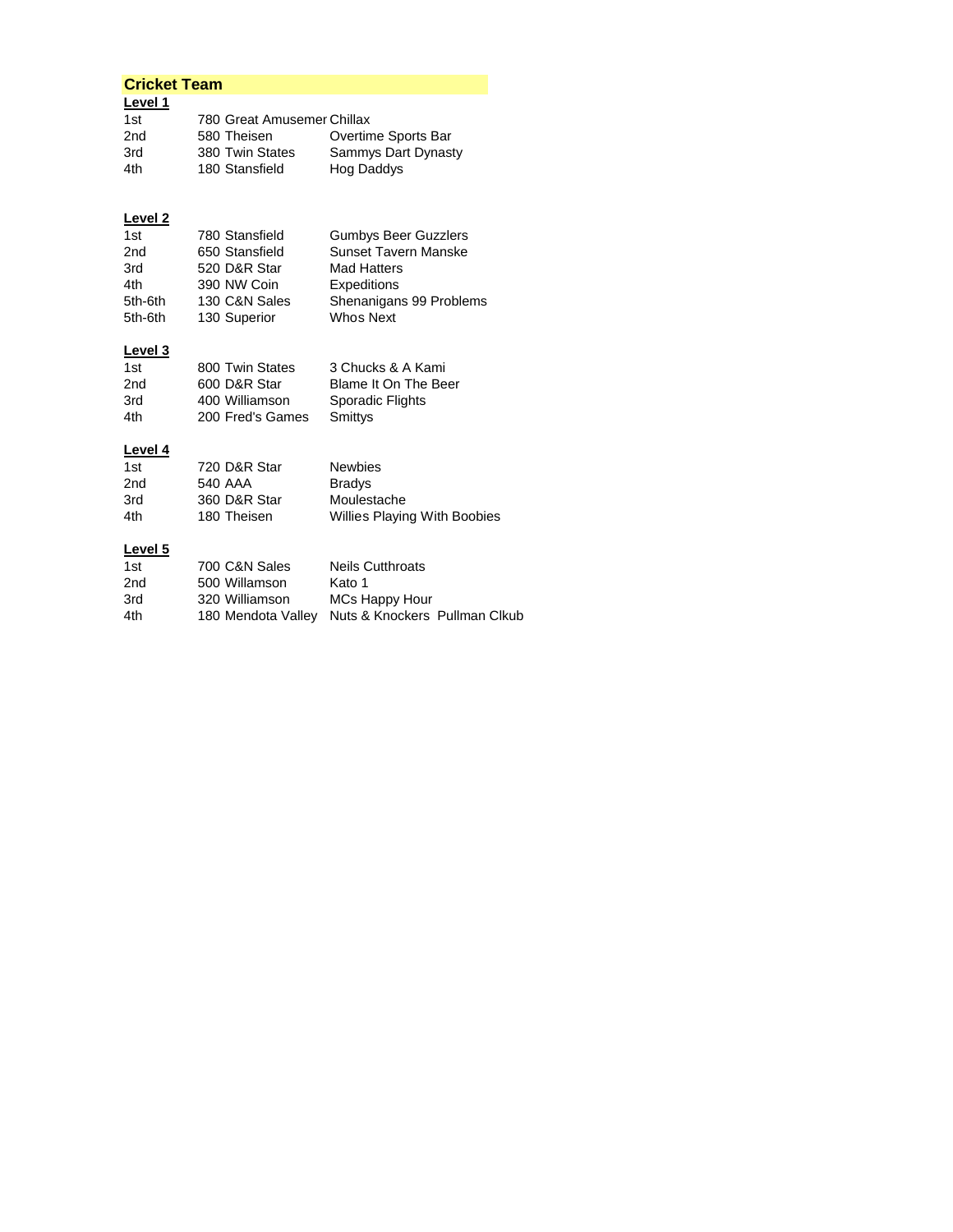## Cricket Team

**Level 1**

| | | | |
|---|---|---|---|
| 1st | 780 | Great Amusemer | Chillax |
| 2nd | 580 | Theisen | Overtime Sports Bar |
| 3rd | 380 | Twin States | Sammys Dart Dynasty |
| 4th | 180 | Stansfield | Hog Daddys |

**Level 2**

| | | | |
|---|---|---|---|
| 1st | 780 | Stansfield | Gumbys Beer Guzzlers |
| 2nd | 650 | Stansfield | Sunset Tavern Manske |
| 3rd | 520 | D&R Star | Mad Hatters |
| 4th | 390 | NW Coin | Expeditions |
| 5th-6th | 130 | C&N Sales | Shenanigans 99 Problems |
| 5th-6th | 130 | Superior | Whos Next |

**Level 3**

| | | | |
|---|---|---|---|
| 1st | 800 | Twin States | 3 Chucks & A Kami |
| 2nd | 600 | D&R Star | Blame It On The Beer |
| 3rd | 400 | Williamson | Sporadic Flights |
| 4th | 200 | Fred's Games | Smittys |

**Level 4**

| | | | |
|---|---|---|---|
| 1st | 720 | D&R Star | Newbies |
| 2nd | 540 | AAA | Bradys |
| 3rd | 360 | D&R Star | Moulestache |
| 4th | 180 | Theisen | Willies Playing With Boobies |

**Level 5**

| | | | |
|---|---|---|---|
| 1st | 700 | C&N Sales | Neils Cutthroats |
| 2nd | 500 | Willamson | Kato 1 |
| 3rd | 320 | Williamson | MCs Happy Hour |
| 4th | 180 | Mendota Valley | Nuts & Knockers Pullman Clkub |